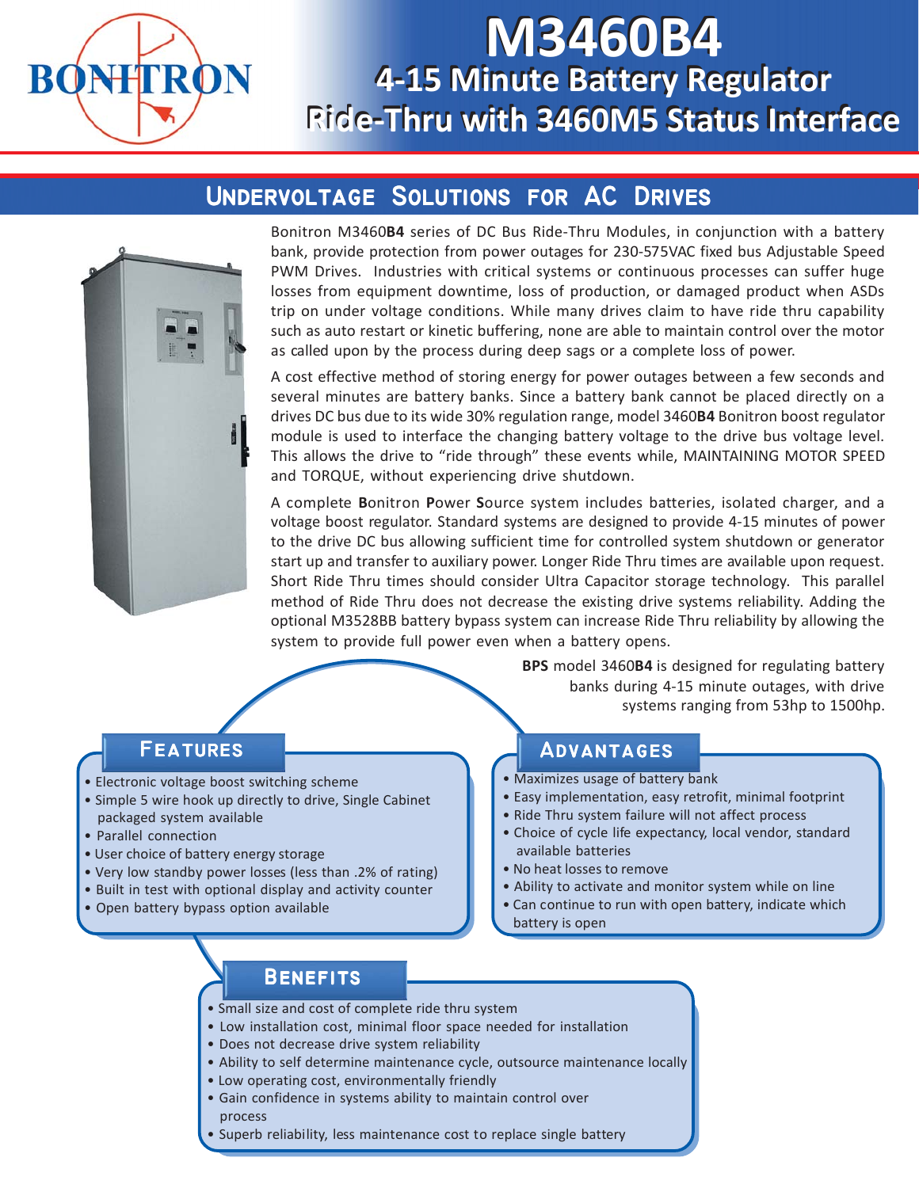BONITRON

# M3460B4

## 4-15 Minute Battery Regulator Ride-Thru with 3460M5 Status Interface

## Undervoltage Solutions for AC Drives

Bonitron M3460**B4** series of DC Bus Ride-Thru Modules, in conjunction with a battery bank, provide protection from power outages for 230-575VAC fixed bus Adjustable Speed PWM Drives. Industries with critical systems or continuous processes can suffer huge losses from equipment downtime, loss of production, or damaged product when ASDs trip on under voltage conditions. While many drives claim to have ride thru capability such as auto restart or kinetic buffering, none are able to maintain control over the motor as called upon by the process during deep sags or a complete loss of power.

A cost effective method of storing energy for power outages between a few seconds and several minutes are battery banks. Since a battery bank cannot be placed directly on a drives DC bus due to its wide 30% regulation range, model 3460**B4** Bonitron boost regulator module is used to interface the changing battery voltage to the drive bus voltage level. This allows the drive to "ride through" these events while, MAINTAINING MOTOR SPEED and TORQUE, without experiencing drive shutdown.

A complete **B**onitron **P**ower **S**ource system includes batteries, isolated charger, and a voltage boost regulator. Standard systems are designed to provide 4-15 minutes of power to the drive DC bus allowing sufficient time for controlled system shutdown or generator start up and transfer to auxiliary power. Longer Ride Thru times are available upon request. Short Ride Thru times should consider Ultra Capacitor storage technology. This parallel method of Ride Thru does not decrease the existing drive systems reliability. Adding the optional M3528BB battery bypass system can increase Ride Thru reliability by allowing the system to provide full power even when a battery opens.

**BPS** model 3460**B4** is designed for regulating battery banks during 4-15 minute outages, with drive systems ranging from 53hp to 1500hp.

### Features

- Electronic voltage boost switching scheme
- Simple 5 wire hook up directly to drive, Single Cabinet packaged system available
- Parallel connection
- User choice of battery energy storage
- Very low standby power losses (less than .2% of rating)
- Built in test with optional display and activity counter
- Open battery bypass option available

### Advantages

- Maximizes usage of battery bank
- Easy implementation, easy retrofit, minimal footprint
- Ride Thru system failure will not affect process
- Choice of cycle life expectancy, local vendor, standard available batteries
- No heat losses to remove
- Ability to activate and monitor system while on line
- Can continue to run with open battery, indicate which battery is open

### Benefits

- Small size and cost of complete ride thru system
- Low installation cost, minimal floor space needed for installation
- Does not decrease drive system reliability
- Ability to self determine maintenance cycle, outsource maintenance locally
- Low operating cost, environmentally friendly
- Gain confidence in systems ability to maintain control over process
- Superb reliability, less maintenance cost to replace single battery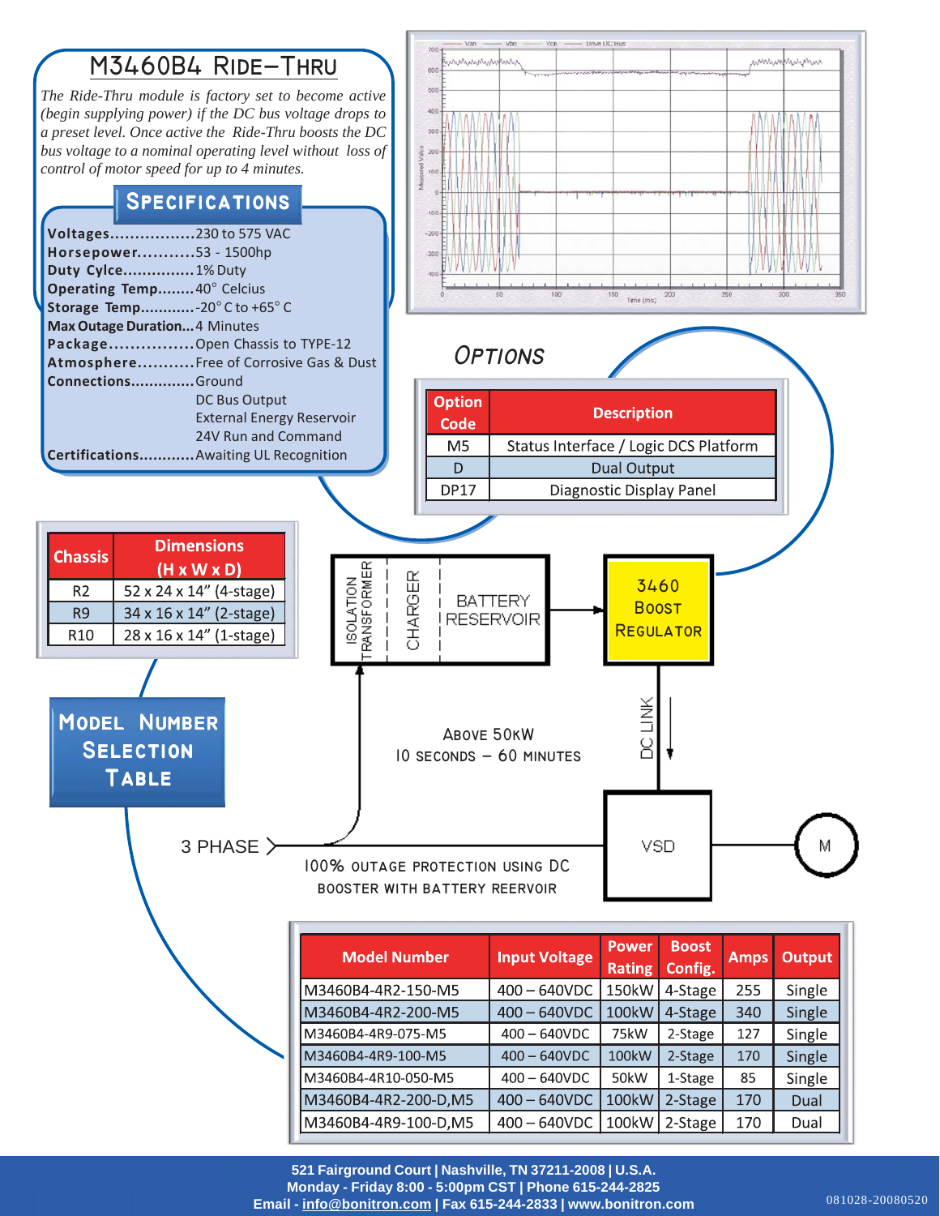# M3460B4 Ride-Thru

*The Ride-Thru module is factory set to become active (begin supplying power) if the DC bus voltage drops to a preset level. Once active the Ride-Thru boosts the DC bus voltage to a nominal operating level without loss of control of motor speed for up to 4 minutes.*

## Specifications

- **Voltages**................230 to 575 VAC
- **Horsepower**...........53 - 1500hp
- **Duty Cylce**...............1% Duty
- **Operating Temp**........40° Celcius
- **Storage Temp**............-20° C to +65° C
- **Max Outage Duration**...4 Minutes
- **Package**................Open Chassis to TYPE-12
- **Atmosphere**...........Free of Corrosive Gas & Dust
- **Connections**.............Ground
  - DC Bus Output
  - External Energy Reservoir
  - 24V Run and Command
- **Certifications**...........Awaiting UL Recognition

Van — Vbn — Vcn — Drive DC Bus

700, 600, 500, 400, 300, 200, 100, 0, -100, -200, -300, -400

Measured Value

0, 50, 100, 150, 200, 250, 300, 350

Time (ms)

## Options

| Option Code | Description |
|---|---|
| M5 | Status Interface / Logic DCS Platform |
| D | Dual Output |
| DP17 | Diagnostic Display Panel |

| Chassis | Dimensions (H x W x D) |
|---|---|
| R2 | 52 x 24 x 14" (4-stage) |
| R9 | 34 x 16 x 14" (2-stage) |
| R10 | 28 x 16 x 14" (1-stage) |

ISOLATION TRANSFORMER | CHARGER | BATTERY RESERVOIR

3460 Boost Regulator

DC LINK

Above 50kW
10 seconds – 60 minutes

3 PHASE

VSD

M

100% outage protection using DC booster with battery reervoir

## Model Number Selection Table

| Model Number | Input Voltage | Power Rating | Boost Config. | Amps | Output |
|---|---|---|---|---|---|
| M3460B4-4R2-150-M5 | 400 – 640VDC | 150kW | 4-Stage | 255 | Single |
| M3460B4-4R2-200-M5 | 400 – 640VDC | 100kW | 4-Stage | 340 | Single |
| M3460B4-4R9-075-M5 | 400 – 640VDC | 75kW | 2-Stage | 127 | Single |
| M3460B4-4R9-100-M5 | 400 – 640VDC | 100kW | 2-Stage | 170 | Single |
| M3460B4-4R10-050-M5 | 400 – 640VDC | 50kW | 1-Stage | 85 | Single |
| M3460B4-4R2-200-D,M5 | 400 – 640VDC | 100kW | 2-Stage | 170 | Dual |
| M3460B4-4R9-100-D,M5 | 400 – 640VDC | 100kW | 2-Stage | 170 | Dual |

**521 Fairground Court | Nashville, TN 37211-2008 | U.S.A.**
**Monday - Friday 8:00 - 5:00pm CST | Phone 615-244-2825**
**Email - info@bonitron.com | Fax 615-244-2833 | www.bonitron.com**

081028-20080520